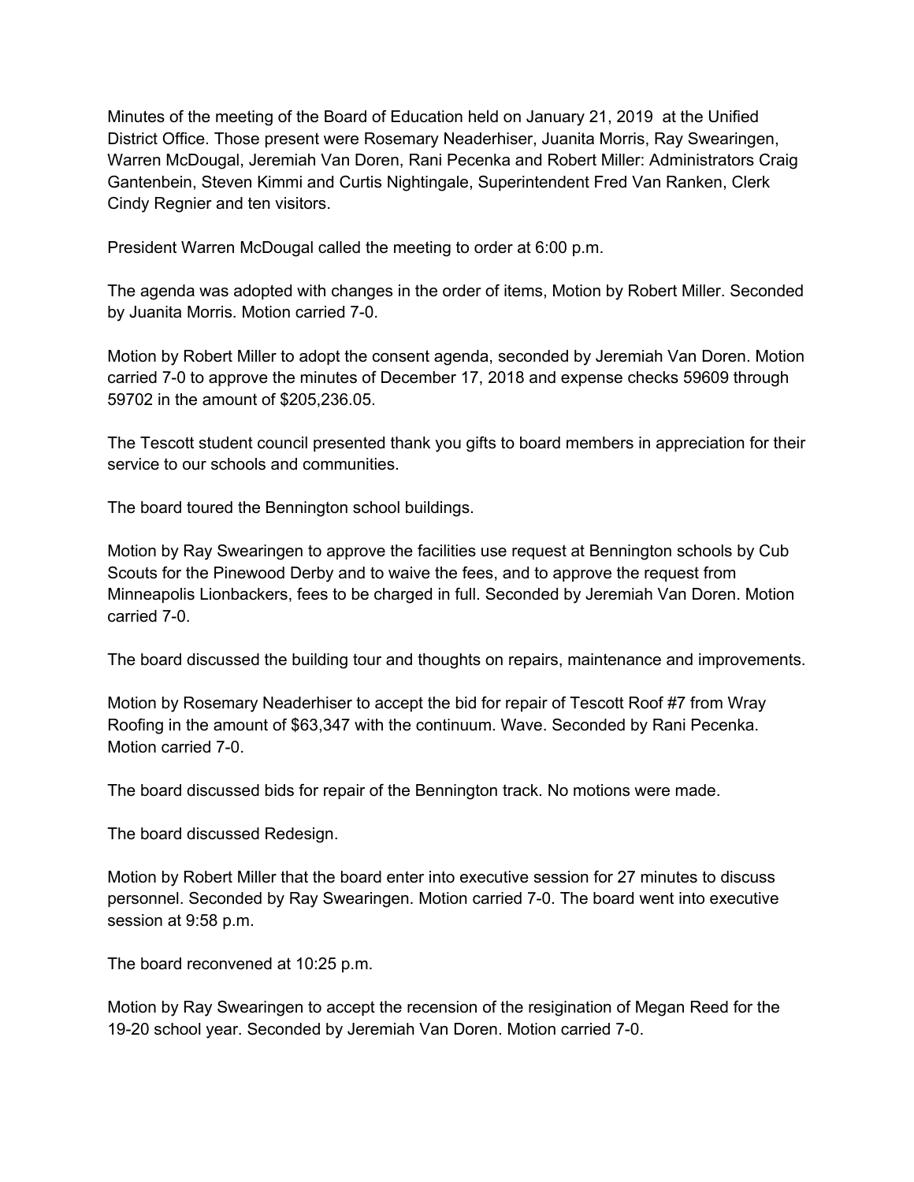Minutes of the meeting of the Board of Education held on January 21, 2019 at the Unified District Office. Those present were Rosemary Neaderhiser, Juanita Morris, Ray Swearingen, Warren McDougal, Jeremiah Van Doren, Rani Pecenka and Robert Miller: Administrators Craig Gantenbein, Steven Kimmi and Curtis Nightingale, Superintendent Fred Van Ranken, Clerk Cindy Regnier and ten visitors.

President Warren McDougal called the meeting to order at 6:00 p.m.

The agenda was adopted with changes in the order of items, Motion by Robert Miller. Seconded by Juanita Morris. Motion carried 7-0.

Motion by Robert Miller to adopt the consent agenda, seconded by Jeremiah Van Doren. Motion carried 7-0 to approve the minutes of December 17, 2018 and expense checks 59609 through 59702 in the amount of $205,236.05.

The Tescott student council presented thank you gifts to board members in appreciation for their service to our schools and communities.

The board toured the Bennington school buildings.

Motion by Ray Swearingen to approve the facilities use request at Bennington schools by Cub Scouts for the Pinewood Derby and to waive the fees, and to approve the request from Minneapolis Lionbackers, fees to be charged in full. Seconded by Jeremiah Van Doren. Motion carried 7-0.

The board discussed the building tour and thoughts on repairs, maintenance and improvements.

Motion by Rosemary Neaderhiser to accept the bid for repair of Tescott Roof #7 from Wray Roofing in the amount of $63,347 with the continuum. Wave. Seconded by Rani Pecenka. Motion carried 7-0.

The board discussed bids for repair of the Bennington track. No motions were made.

The board discussed Redesign.

Motion by Robert Miller that the board enter into executive session for 27 minutes to discuss personnel. Seconded by Ray Swearingen. Motion carried 7-0. The board went into executive session at 9:58 p.m.

The board reconvened at 10:25 p.m.

Motion by Ray Swearingen to accept the recension of the resignation of Megan Reed for the 19-20 school year. Seconded by Jeremiah Van Doren. Motion carried 7-0.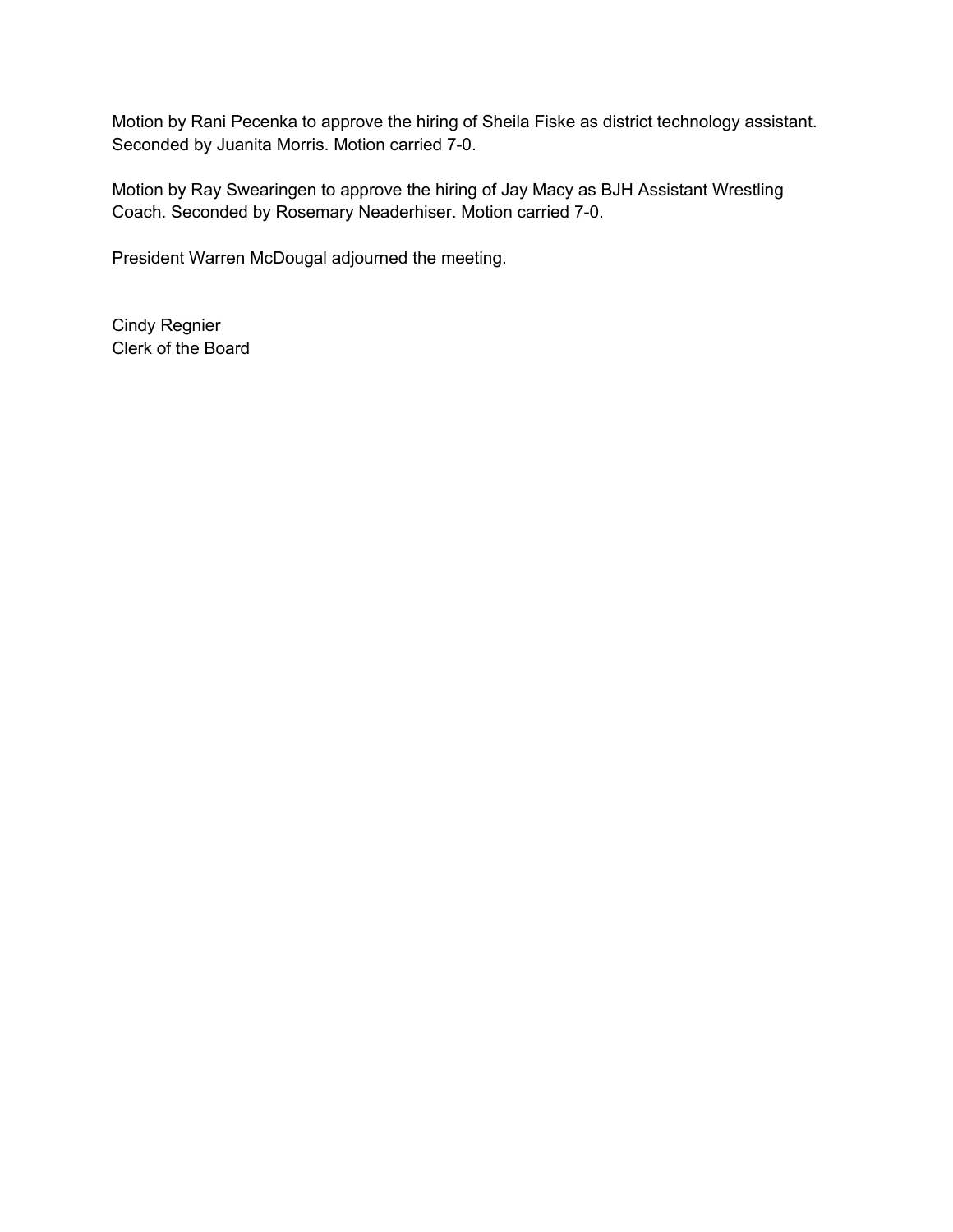Motion by Rani Pecenka to approve the hiring of Sheila Fiske as district technology assistant. Seconded by Juanita Morris. Motion carried 7-0.

Motion by Ray Swearingen to approve the hiring of Jay Macy as BJH Assistant Wrestling Coach. Seconded by Rosemary Neaderhiser. Motion carried 7-0.

President Warren McDougal adjourned the meeting.

Cindy Regnier
Clerk of the Board